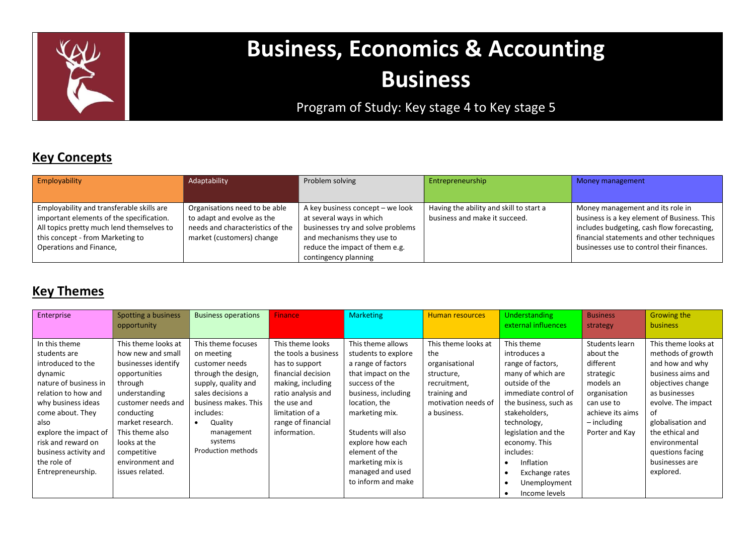# Business, Economics & Accounting

# Business

Program of Study: Key stage 4 to Key stage 5

## Key Concepts

| Employability | Adaptability | Problem solving | Entrepreneurship | Money management |
|---|---|---|---|---|
| Employability and transferable skills are important elements of the specification. All topics pretty much lend themselves to this concept - from Marketing to Operations and Finance, | Organisations need to be able to adapt and evolve as the needs and characteristics of the market (customers) change | A key business concept – we look at several ways in which businesses try and solve problems and mechanisms they use to reduce the impact of them e.g. contingency planning | Having the ability and skill to start a business and make it succeed. | Money management and its role in business is a key element of Business. This includes budgeting, cash flow forecasting, financial statements and other techniques businesses use to control their finances. |

## Key Themes

| Enterprise | Spotting a business opportunity | Business operations | Finance | Marketing | Human resources | Understanding external influences | Business strategy | Growing the business |
|---|---|---|---|---|---|---|---|---|
| In this theme students are introduced to the dynamic nature of business in relation to how and why business ideas come about. They also explore the impact of risk and reward on business activity and the role of Entrepreneurship. | This theme looks at how new and small businesses identify opportunities through understanding customer needs and conducting market research. This theme also looks at the competitive environment and issues related. | This theme focuses on meeting customer needs through the design, supply, quality and sales decisions a business makes. This includes:<br>• Quality management systems<br>Production methods | This theme looks the tools a business has to support financial decision making, including ratio analysis and the use and limitation of a range of financial information. | This theme allows students to explore a range of factors that impact on the success of the business, including location, the marketing mix.<br><br>Students will also explore how each element of the marketing mix is managed and used to inform and make | This theme looks at the organisational structure, recruitment, training and motivation needs of a business. | This theme introduces a range of factors, many of which are outside of the immediate control of the business, such as stakeholders, technology, legislation and the economy. This includes:<br>• Inflation<br>• Exchange rates<br>• Unemployment<br>• Income levels | Students learn about the different strategic models an organisation can use to achieve its aims – including Porter and Kay | This theme looks at methods of growth and how and why business aims and objectives change as businesses evolve. The impact of globalisation and the ethical and environmental questions facing businesses are explored. |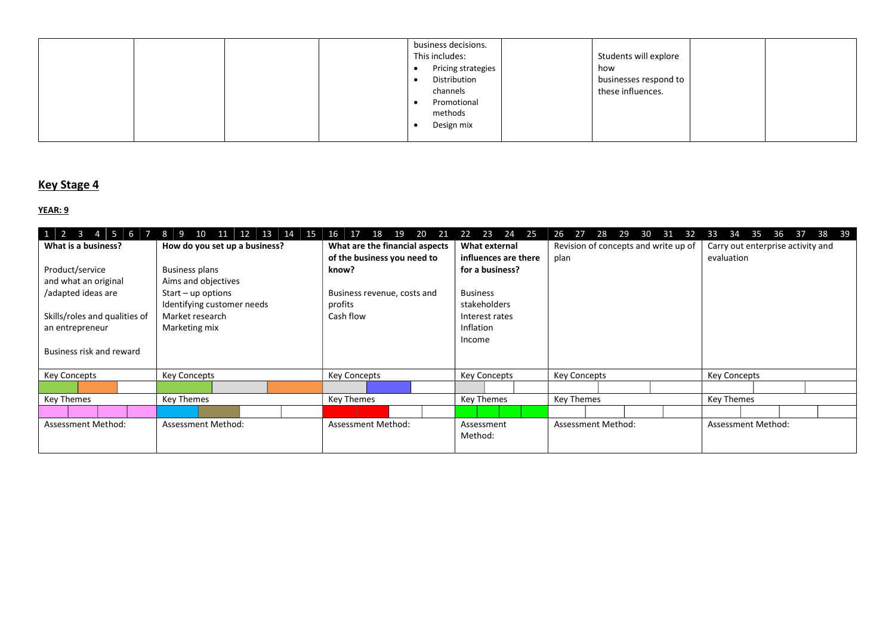| | | | | business decisions. This includes: <br>• Pricing strategies <br>• Distribution channels <br>• Promotional methods <br>• Design mix | | Students will explore how businesses respond to these influences. | | |
|---|---|---|---|---|---|---|---|---|

## Key Stage 4

**YEAR: 9**

| 1 2 3 4 5 6 7 | 8 9 10 11 12 13 14 15 | 16 17 18 19 20 21 | 22 23 24 25 | 26 27 28 29 30 31 32 | 33 34 35 36 37 38 39 |
|---|---|---|---|---|---|
| **What is a business?**<br><br>Product/service and what an original /adapted ideas are<br><br>Skills/roles and qualities of an entrepreneur<br><br>Business risk and reward | **How do you set up a business?**<br><br>Business plans<br>Aims and objectives<br>Start – up options<br>Identifying customer needs<br>Market research<br>Marketing mix | **What are the financial aspects of the business you need to know?**<br><br>Business revenue, costs and profits<br>Cash flow | **What external influences are there for a business?**<br><br>Business stakeholders<br>Interest rates<br>Inflation<br>Income | Revision of concepts and write up of plan | Carry out enterprise activity and evaluation |
| Key Concepts | Key Concepts | Key Concepts | Key Concepts | Key Concepts | Key Concepts |
| | | | | | |
| Key Themes | Key Themes | Key Themes | Key Themes | Key Themes | Key Themes |
| | | | | | |
| Assessment Method: | Assessment Method: | Assessment Method: | Assessment Method: | Assessment Method: | Assessment Method: |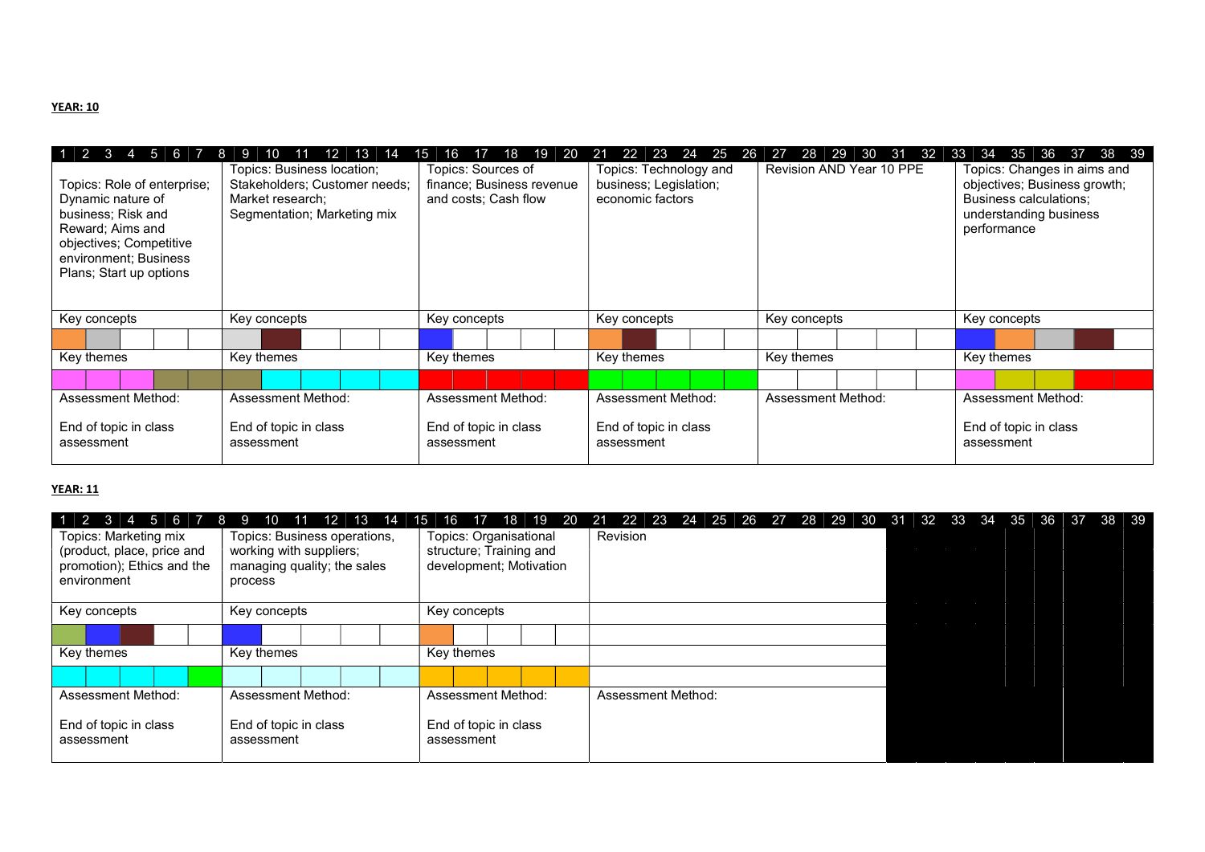**YEAR: 10**

| Weeks 1–7 | Weeks 8–14 | Weeks 15–20 | Weeks 21–26 | Weeks 27–32 | Weeks 33–39 |
|---|---|---|---|---|---|
| Topics: Role of enterprise; Dynamic nature of business; Risk and Reward; Aims and objectives; Competitive environment; Business Plans; Start up options | Topics: Business location; Stakeholders; Customer needs; Market research; Segmentation; Marketing mix | Topics: Sources of finance; Business revenue and costs; Cash flow | Topics: Technology and business; Legislation; economic factors | Revision AND Year 10 PPE | Topics: Changes in aims and objectives; Business growth; Business calculations; understanding business performance |
| Key concepts | Key concepts | Key concepts | Key concepts | Key concepts | Key concepts |
| Key themes | Key themes | Key themes | Key themes | Key themes | Key themes |
| Assessment Method:<br><br>End of topic in class assessment | Assessment Method:<br><br>End of topic in class assessment | Assessment Method:<br><br>End of topic in class assessment | Assessment Method:<br><br>End of topic in class assessment | Assessment Method: | Assessment Method:<br><br>End of topic in class assessment |

**YEAR: 11**

| Weeks 1–7 | Weeks 8–14 | Weeks 15–20 | Weeks 21–30 | Weeks 31–39 |
|---|---|---|---|---|
| Topics: Marketing mix (product, place, price and promotion); Ethics and the environment | Topics: Business operations, working with suppliers; managing quality; the sales process | Topics: Organisational structure; Training and development; Motivation | Revision | |
| Key concepts | Key concepts | Key concepts | | |
| Key themes | Key themes | Key themes | | |
| Assessment Method:<br><br>End of topic in class assessment | Assessment Method:<br><br>End of topic in class assessment | Assessment Method:<br><br>End of topic in class assessment | Assessment Method: | |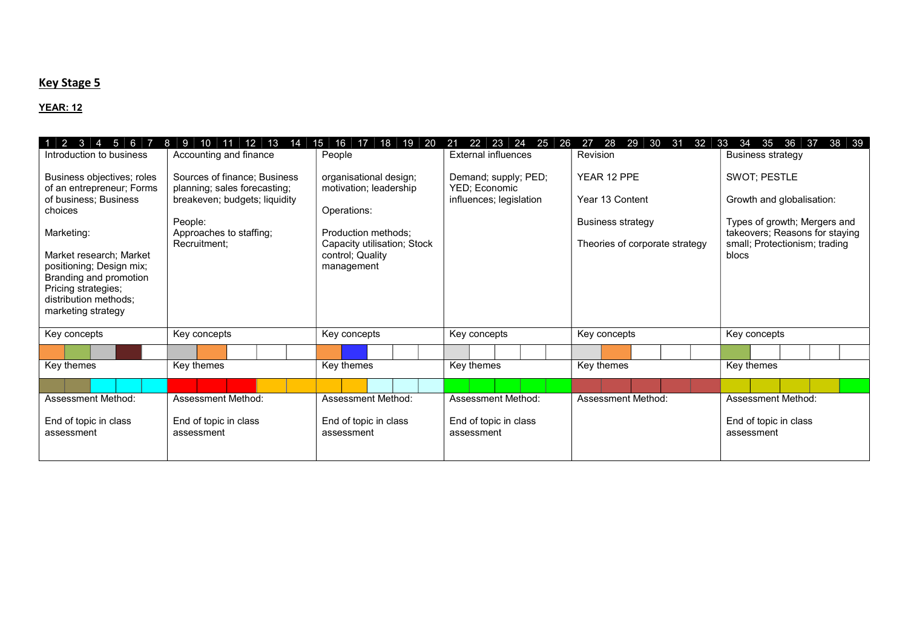## Key Stage 5

**YEAR: 12**

| 1 2 3 4 5 6 7 | 8 9 10 11 12 13 14 | 15 16 17 18 19 20 | 21 22 23 24 25 26 | 27 28 29 30 31 32 | 33 34 35 36 37 38 39 |
|---|---|---|---|---|---|
| Introduction to business<br><br>Business objectives; roles of an entrepreneur; Forms of business; Business choices<br><br>Marketing:<br><br>Market research; Market positioning; Design mix; Branding and promotion Pricing strategies; distribution methods; marketing strategy | Accounting and finance<br><br>Sources of finance; Business planning; sales forecasting; breakeven; budgets; liquidity<br><br>People:<br>Approaches to staffing; Recruitment; | People<br><br>organisational design; motivation; leadership<br><br>Operations:<br><br>Production methods; Capacity utilisation; Stock control; Quality management | External influences<br><br>Demand; supply; PED; YED; Economic influences; legislation | Revision<br><br>YEAR 12 PPE<br><br>Year 13 Content<br><br>Business strategy<br><br>Theories of corporate strategy | Business strategy<br><br>SWOT; PESTLE<br><br>Growth and globalisation:<br><br>Types of growth; Mergers and takeovers; Reasons for staying small; Protectionism; trading blocs |
| Key concepts | Key concepts | Key concepts | Key concepts | Key concepts | Key concepts |
| | | | | | |
| Key themes | Key themes | Key themes | Key themes | Key themes | Key themes |
| | | | | | |
| Assessment Method:<br><br>End of topic in class assessment | Assessment Method:<br><br>End of topic in class assessment | Assessment Method:<br><br>End of topic in class assessment | Assessment Method:<br><br>End of topic in class assessment | Assessment Method: | Assessment Method:<br><br>End of topic in class assessment |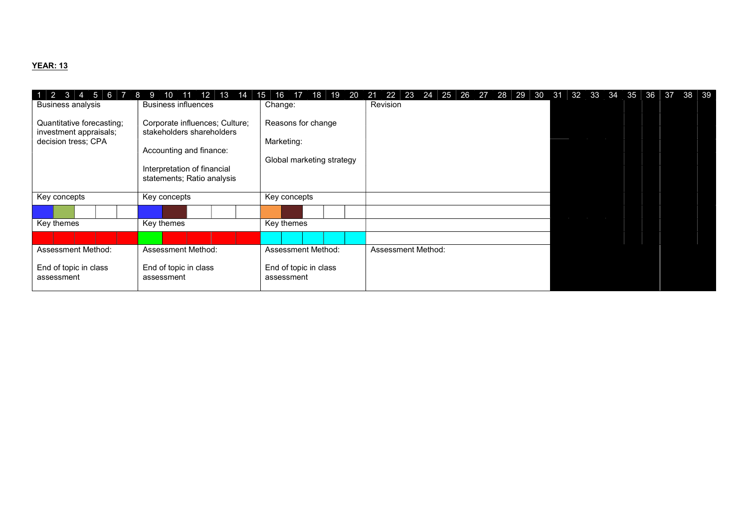**YEAR: 13**

| Weeks 1–7 | Weeks 8–14 | Weeks 15–20 | Weeks 21–30 | Weeks 31–39 |
| --- | --- | --- | --- | --- |
| Business analysis<br><br>Quantitative forecasting; investment appraisals; decision tress; CPA | Business influences<br><br>Corporate influences; Culture; stakeholders shareholders<br><br>Accounting and finance:<br><br>Interpretation of financial statements; Ratio analysis | Change:<br><br>Reasons for change<br><br>Marketing:<br><br>Global marketing strategy | Revision | |
| Key concepts | Key concepts | Key concepts | | |
| Key themes | Key themes | Key themes | | |
| Assessment Method:<br><br>End of topic in class assessment | Assessment Method:<br><br>End of topic in class assessment | Assessment Method:<br><br>End of topic in class assessment | Assessment Method: | |